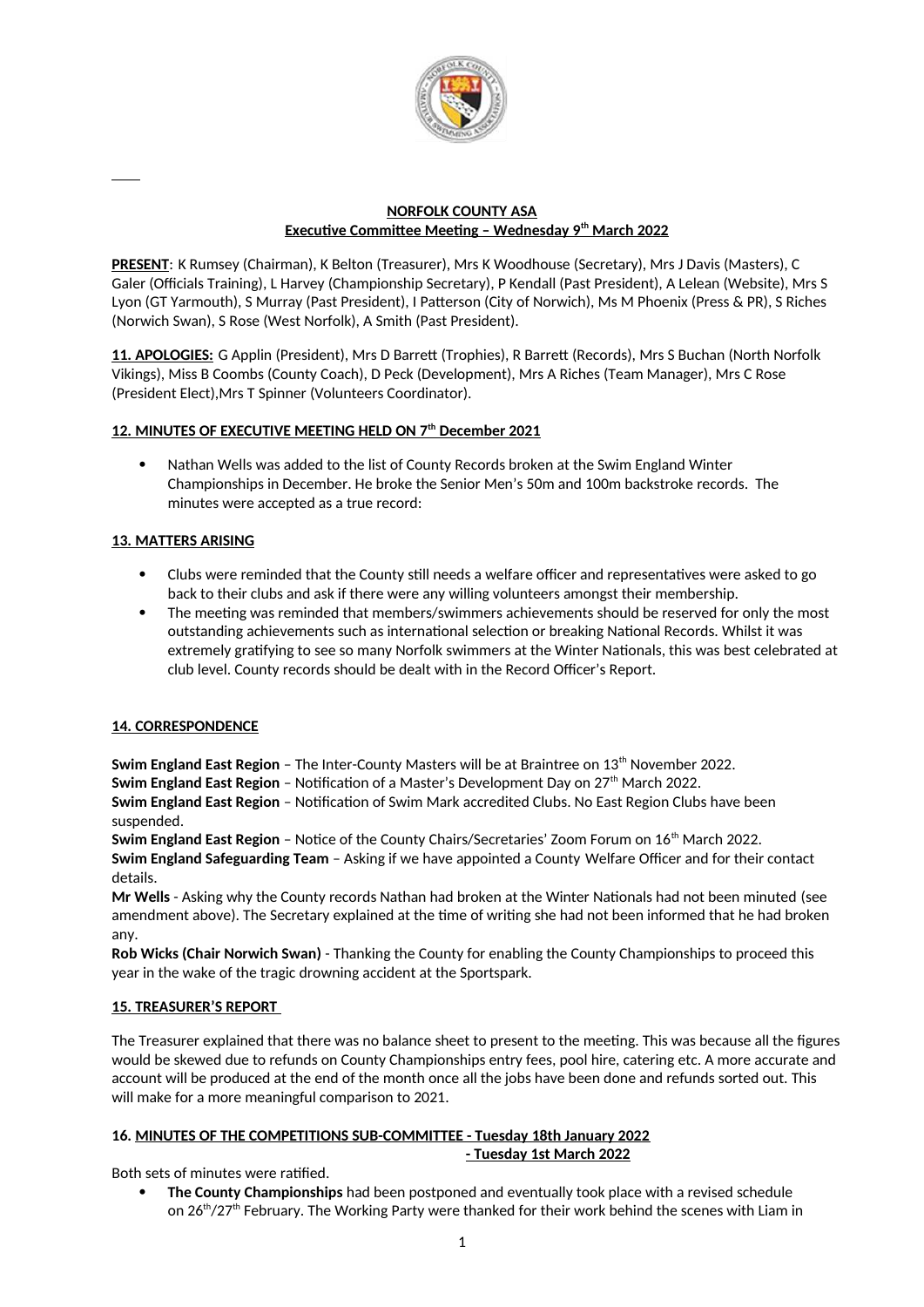**NORFOLK COUNTY ASA**
**Executive Committee Meeting – Wednesday 9th March 2022**

**PRESENT**: K Rumsey (Chairman), K Belton (Treasurer), Mrs K Woodhouse (Secretary), Mrs J Davis (Masters), C Galer (Officials Training), L Harvey (Championship Secretary), P Kendall (Past President), A Lelean (Website), Mrs S Lyon (GT Yarmouth), S Murray (Past President), I Patterson (City of Norwich), Ms M Phoenix (Press & PR), S Riches (Norwich Swan), S Rose (West Norfolk), A Smith (Past President).

**11. APOLOGIES:** G Applin (President), Mrs D Barrett (Trophies), R Barrett (Records), Mrs S Buchan (North Norfolk Vikings), Miss B Coombs (County Coach), D Peck (Development), Mrs A Riches (Team Manager), Mrs C Rose (President Elect),Mrs T Spinner (Volunteers Coordinator).

**12. MINUTES OF EXECUTIVE MEETING HELD ON 7th December 2021**

- Nathan Wells was added to the list of County Records broken at the Swim England Winter Championships in December. He broke the Senior Men's 50m and 100m backstroke records. The minutes were accepted as a true record:

**13. MATTERS ARISING**

- Clubs were reminded that the County still needs a welfare officer and representatives were asked to go back to their clubs and ask if there were any willing volunteers amongst their membership.
- The meeting was reminded that members/swimmers achievements should be reserved for only the most outstanding achievements such as international selection or breaking National Records. Whilst it was extremely gratifying to see so many Norfolk swimmers at the Winter Nationals, this was best celebrated at club level. County records should be dealt with in the Record Officer's Report.

**14. CORRESPONDENCE**

**Swim England East Region** – The Inter-County Masters will be at Braintree on 13th November 2022.
**Swim England East Region** – Notification of a Master's Development Day on 27th March 2022.
**Swim England East Region** – Notification of Swim Mark accredited Clubs. No East Region Clubs have been suspended.
**Swim England East Region** – Notice of the County Chairs/Secretaries' Zoom Forum on 16th March 2022.
**Swim England Safeguarding Team** – Asking if we have appointed a County Welfare Officer and for their contact details.
**Mr Wells** - Asking why the County records Nathan had broken at the Winter Nationals had not been minuted (see amendment above). The Secretary explained at the time of writing she had not been informed that he had broken any.
**Rob Wicks (Chair Norwich Swan)** - Thanking the County for enabling the County Championships to proceed this year in the wake of the tragic drowning accident at the Sportspark.

**15. TREASURER'S REPORT**

The Treasurer explained that there was no balance sheet to present to the meeting. This was because all the figures would be skewed due to refunds on County Championships entry fees, pool hire, catering etc. A more accurate and account will be produced at the end of the month once all the jobs have been done and refunds sorted out. This will make for a more meaningful comparison to 2021.

**16. MINUTES OF THE COMPETITIONS SUB-COMMITTEE - Tuesday 18th January 2022**
**- Tuesday 1st March 2022**

Both sets of minutes were ratified.

- **The County Championships** had been postponed and eventually took place with a revised schedule on 26th/27th February. The Working Party were thanked for their work behind the scenes with Liam in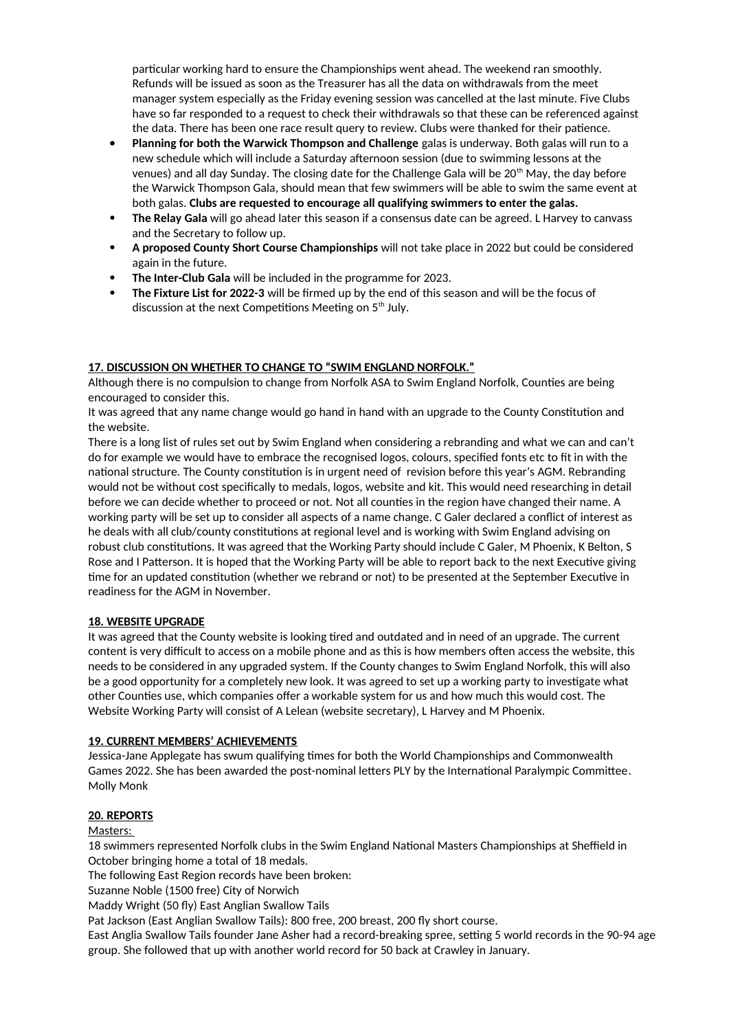particular working hard to ensure the Championships went ahead. The weekend ran smoothly. Refunds will be issued as soon as the Treasurer has all the data on withdrawals from the meet manager system especially as the Friday evening session was cancelled at the last minute. Five Clubs have so far responded to a request to check their withdrawals so that these can be referenced against the data. There has been one race result query to review. Clubs were thanked for their patience.

- **Planning for both the Warwick Thompson and Challenge** galas is underway. Both galas will run to a new schedule which will include a Saturday afternoon session (due to swimming lessons at the venues) and all day Sunday. The closing date for the Challenge Gala will be 20th May, the day before the Warwick Thompson Gala, should mean that few swimmers will be able to swim the same event at both galas. **Clubs are requested to encourage all qualifying swimmers to enter the galas.**
- **The Relay Gala** will go ahead later this season if a consensus date can be agreed. L Harvey to canvass and the Secretary to follow up.
- **A proposed County Short Course Championships** will not take place in 2022 but could be considered again in the future.
- **The Inter-Club Gala** will be included in the programme for 2023.
- **The Fixture List for 2022-3** will be firmed up by the end of this season and will be the focus of discussion at the next Competitions Meeting on 5th July.

**17. DISCUSSION ON WHETHER TO CHANGE TO "SWIM ENGLAND NORFOLK."**

Although there is no compulsion to change from Norfolk ASA to Swim England Norfolk, Counties are being encouraged to consider this.

It was agreed that any name change would go hand in hand with an upgrade to the County Constitution and the website.

There is a long list of rules set out by Swim England when considering a rebranding and what we can and can't do for example we would have to embrace the recognised logos, colours, specified fonts etc to fit in with the national structure. The County constitution is in urgent need of revision before this year's AGM. Rebranding would not be without cost specifically to medals, logos, website and kit. This would need researching in detail before we can decide whether to proceed or not. Not all counties in the region have changed their name. A working party will be set up to consider all aspects of a name change. C Galer declared a conflict of interest as he deals with all club/county constitutions at regional level and is working with Swim England advising on robust club constitutions. It was agreed that the Working Party should include C Galer, M Phoenix, K Belton, S Rose and I Patterson. It is hoped that the Working Party will be able to report back to the next Executive giving time for an updated constitution (whether we rebrand or not) to be presented at the September Executive in readiness for the AGM in November.

**18. WEBSITE UPGRADE**

It was agreed that the County website is looking tired and outdated and in need of an upgrade. The current content is very difficult to access on a mobile phone and as this is how members often access the website, this needs to be considered in any upgraded system. If the County changes to Swim England Norfolk, this will also be a good opportunity for a completely new look. It was agreed to set up a working party to investigate what other Counties use, which companies offer a workable system for us and how much this would cost. The Website Working Party will consist of A Lelean (website secretary), L Harvey and M Phoenix.

**19. CURRENT MEMBERS' ACHIEVEMENTS**

Jessica-Jane Applegate has swum qualifying times for both the World Championships and Commonwealth Games 2022. She has been awarded the post-nominal letters PLY by the International Paralympic Committee.
Molly Monk

**20. REPORTS**

Masters:

18 swimmers represented Norfolk clubs in the Swim England National Masters Championships at Sheffield in October bringing home a total of 18 medals.

The following East Region records have been broken:

Suzanne Noble (1500 free) City of Norwich

Maddy Wright (50 fly) East Anglian Swallow Tails

Pat Jackson (East Anglian Swallow Tails): 800 free, 200 breast, 200 fly short course.

East Anglia Swallow Tails founder Jane Asher had a record-breaking spree, setting 5 world records in the 90-94 age group. She followed that up with another world record for 50 back at Crawley in January.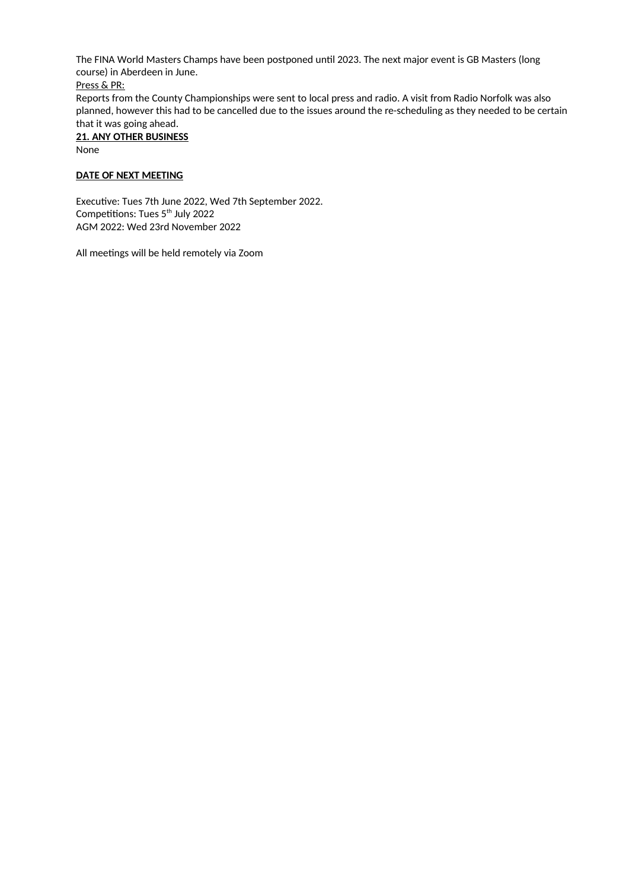The FINA World Masters Champs have been postponed until 2023. The next major event is GB Masters (long course) in Aberdeen in June.

Press & PR:

Reports from the County Championships were sent to local press and radio. A visit from Radio Norfolk was also planned, however this had to be cancelled due to the issues around the re-scheduling as they needed to be certain that it was going ahead.

**21. ANY OTHER BUSINESS**

None

**DATE OF NEXT MEETING**

Executive: Tues 7th June 2022, Wed 7th September 2022.
Competitions: Tues 5th July 2022
AGM 2022: Wed 23rd November 2022

All meetings will be held remotely via Zoom